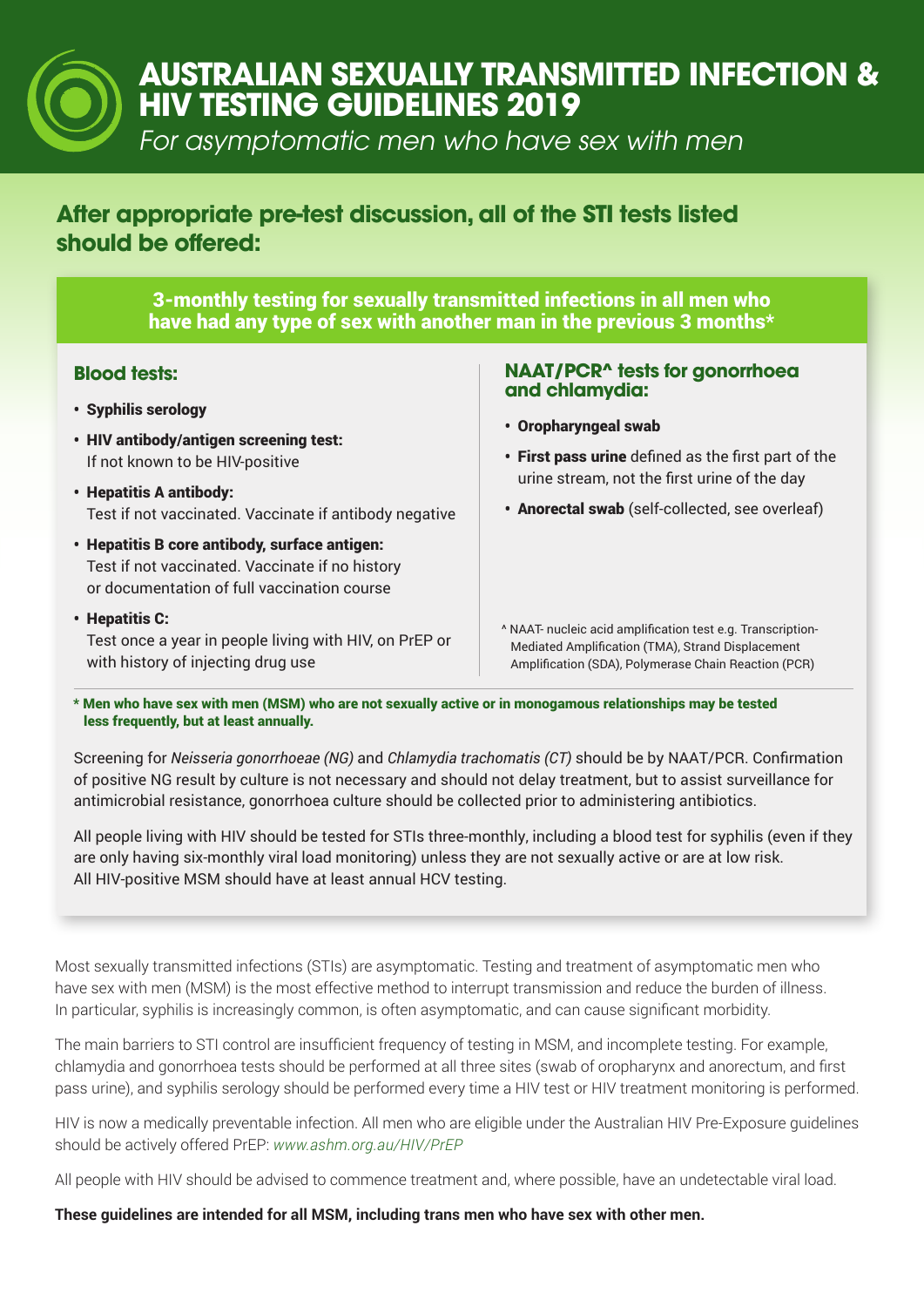# AUSTRALIAN SEXUALLY TRANSMITTED INFECTION & HIV TESTING GUIDELINES 2019

*For asymptomatic men who have sex with men*

## After appropriate pre-test discussion, all of the STI tests listed should be offered:

### 3-monthly testing for sexually transmitted infections in all men who have had any type of sex with another man in the previous 3 months*

#### Blood tests:

- **Syphilis serology**
- **HIV antibody/antigen screening test:** If not known to be HIV-positive
- **Hepatitis A antibody:** Test if not vaccinated. Vaccinate if antibody negative
- **Hepatitis B core antibody, surface antigen:** Test if not vaccinated. Vaccinate if no history or documentation of full vaccination course
- **Hepatitis C:** Test once a year in people living with HIV, on PrEP or with history of injecting drug use

#### NAAT/PCR^ tests for gonorrhoea and chlamydia:

- **Oropharyngeal swab**
- **First pass urine** defined as the first part of the urine stream, not the first urine of the day
- **Anorectal swab** (self-collected, see overleaf)

^ NAAT- nucleic acid amplification test e.g. Transcription-Mediated Amplification (TMA), Strand Displacement Amplification (SDA), Polymerase Chain Reaction (PCR)

**\* Men who have sex with men (MSM) who are not sexually active or in monogamous relationships may be tested less frequently, but at least annually.**

Screening for *Neisseria gonorrhoeae (NG)* and *Chlamydia trachomatis (CT)* should be by NAAT/PCR. Confirmation of positive NG result by culture is not necessary and should not delay treatment, but to assist surveillance for antimicrobial resistance, gonorrhoea culture should be collected prior to administering antibiotics.

All people living with HIV should be tested for STIs three-monthly, including a blood test for syphilis (even if they are only having six-monthly viral load monitoring) unless they are not sexually active or are at low risk. All HIV-positive MSM should have at least annual HCV testing.

Most sexually transmitted infections (STIs) are asymptomatic. Testing and treatment of asymptomatic men who have sex with men (MSM) is the most effective method to interrupt transmission and reduce the burden of illness. In particular, syphilis is increasingly common, is often asymptomatic, and can cause significant morbidity.

The main barriers to STI control are insufficient frequency of testing in MSM, and incomplete testing. For example, chlamydia and gonorrhoea tests should be performed at all three sites (swab of oropharynx and anorectum, and first pass urine), and syphilis serology should be performed every time a HIV test or HIV treatment monitoring is performed.

HIV is now a medically preventable infection. All men who are eligible under the Australian HIV Pre-Exposure guidelines should be actively offered PrEP: *www.ashm.org.au/HIV/PrEP*

All people with HIV should be advised to commence treatment and, where possible, have an undetectable viral load.

**These guidelines are intended for all MSM, including trans men who have sex with other men.**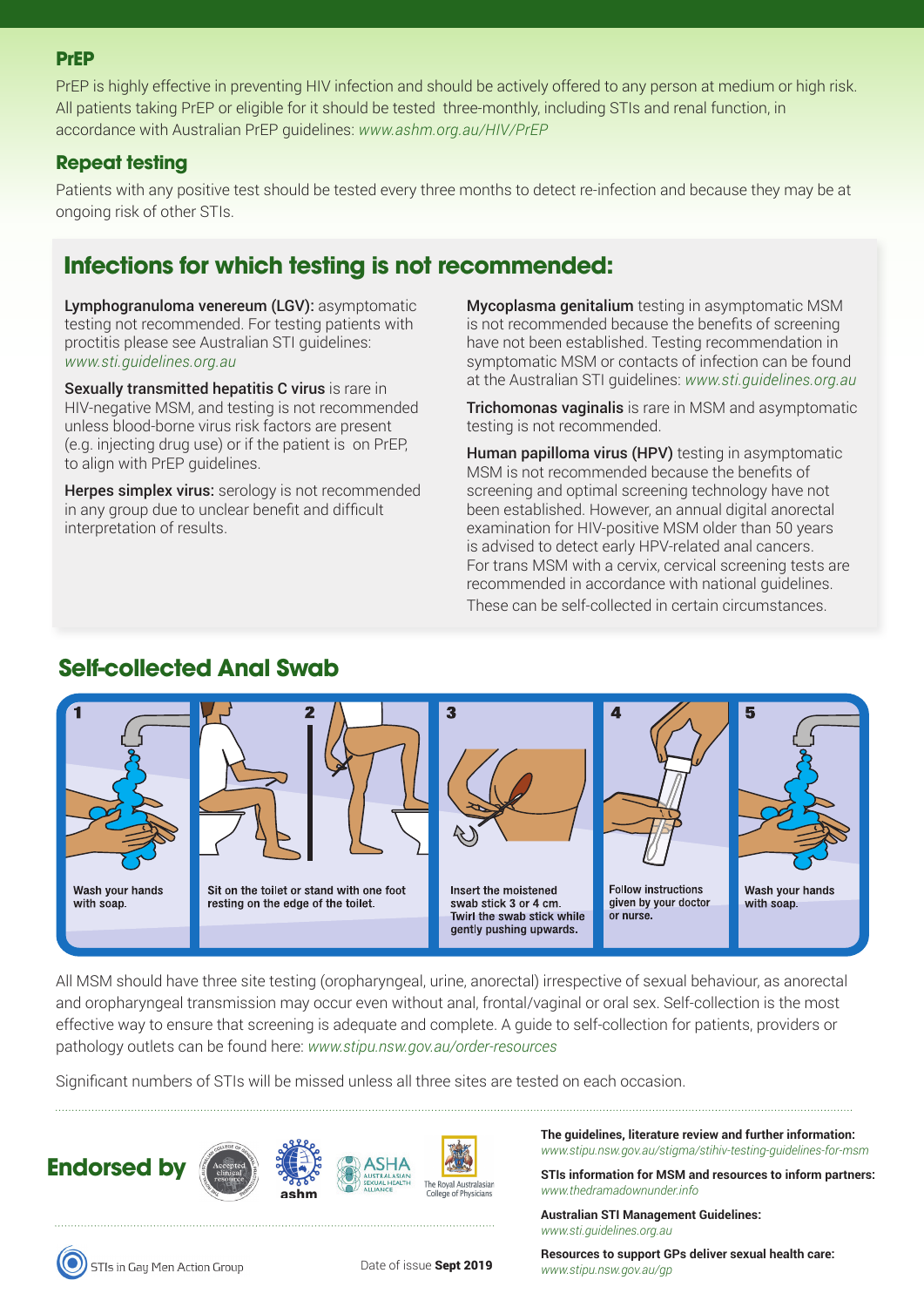### PrEP

PrEP is highly effective in preventing HIV infection and should be actively offered to any person at medium or high risk. All patients taking PrEP or eligible for it should be tested three-monthly, including STIs and renal function, in accordance with Australian PrEP guidelines: *www.ashm.org.au/HIV/PrEP*

### Repeat testing

Patients with any positive test should be tested every three months to detect re-infection and because they may be at ongoing risk of other STIs.

## Infections for which testing is not recommended:

**Lymphogranuloma venereum (LGV):** asymptomatic testing not recommended. For testing patients with proctitis please see Australian STI guidelines: *www.sti.guidelines.org.au*

**Sexually transmitted hepatitis C virus** is rare in HIV-negative MSM, and testing is not recommended unless blood-borne virus risk factors are present (e.g. injecting drug use) or if the patient is on PrEP, to align with PrEP guidelines.

**Herpes simplex virus:** serology is not recommended in any group due to unclear benefit and difficult interpretation of results.

**Mycoplasma genitalium** testing in asymptomatic MSM is not recommended because the benefits of screening have not been established. Testing recommendation in symptomatic MSM or contacts of infection can be found at the Australian STI guidelines: *www.sti.guidelines.org.au*

**Trichomonas vaginalis** is rare in MSM and asymptomatic testing is not recommended.

**Human papilloma virus (HPV)** testing in asymptomatic MSM is not recommended because the benefits of screening and optimal screening technology have not been established. However, an annual digital anorectal examination for HIV-positive MSM older than 50 years is advised to detect early HPV-related anal cancers. For trans MSM with a cervix, cervical screening tests are recommended in accordance with national guidelines. These can be self-collected in certain circumstances.

## Self-collected Anal Swab

1. Wash your hands with soap.
2. Sit on the toilet or stand with one foot resting on the edge of the toilet.
3. Insert the moistened swab stick 3 or 4 cm. Twirl the swab stick while gently pushing upwards.
4. Follow instructions given by your doctor or nurse.
5. Wash your hands with soap.

All MSM should have three site testing (oropharyngeal, urine, anorectal) irrespective of sexual behaviour, as anorectal and oropharyngeal transmission may occur even without anal, frontal/vaginal or oral sex. Self-collection is the most effective way to ensure that screening is adequate and complete. A guide to self-collection for patients, providers or pathology outlets can be found here: *www.stipu.nsw.gov.au/order-resources*

Significant numbers of STIs will be missed unless all three sites are tested on each occasion.

**Endorsed by**

Accepted clinical resource · ashm · ASHA Australasian Sexual Health Alliance · The Royal Australasian College of Physicians

**The guidelines, literature review and further information:**
*www.stipu.nsw.gov.au/stigma/stihiv-testing-guidelines-for-msm*

**STIs information for MSM and resources to inform partners:**
*www.thedramadownunder.info*

**Australian STI Management Guidelines:**
*www.sti.guidelines.org.au*

**Resources to support GPs deliver sexual health care:**
*www.stipu.nsw.gov.au/gp*

STIs in Gay Men Action Group

Date of issue **Sept 2019**